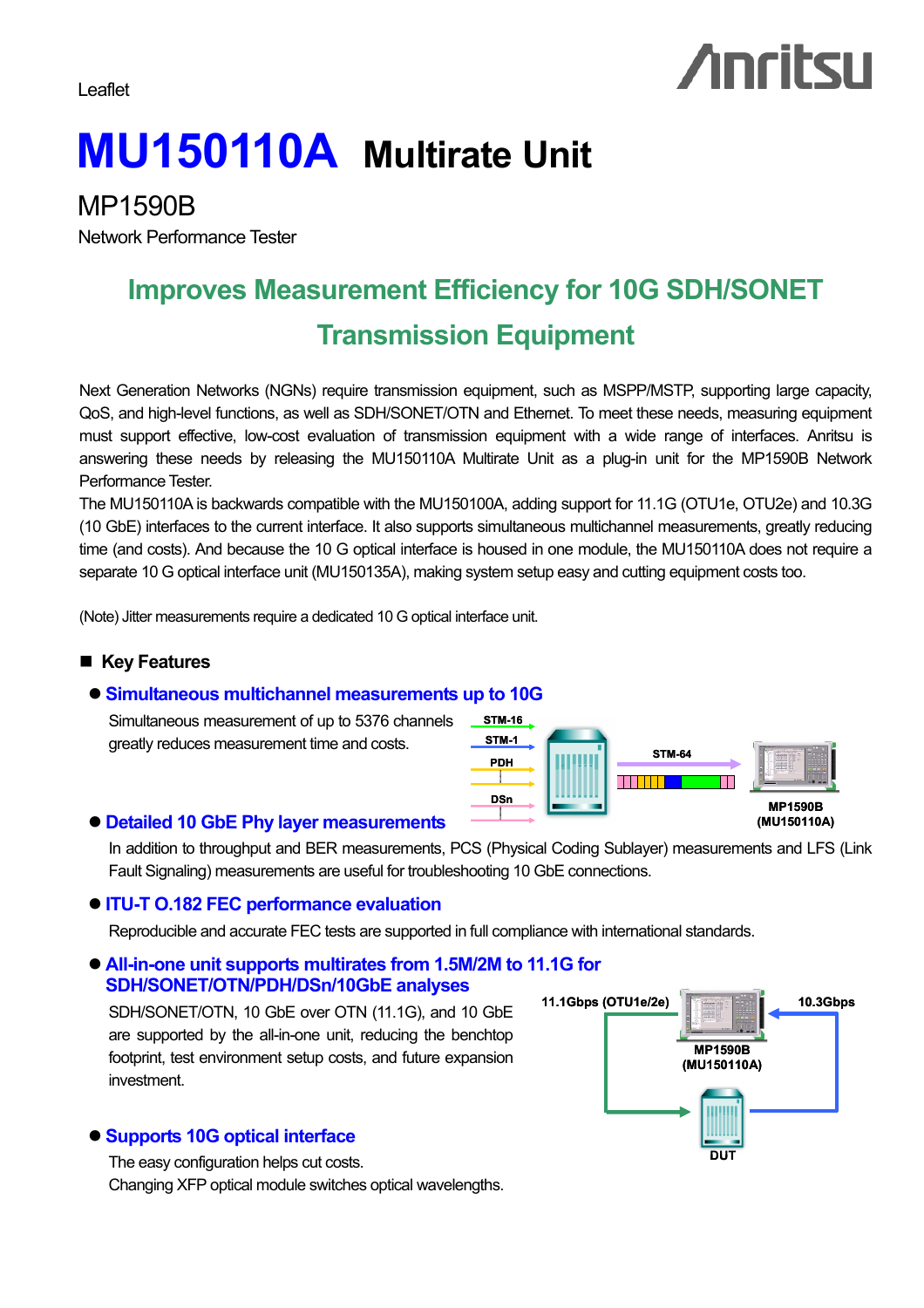Leaflet

# MU150110A Multirate Unit

MP1590B

Network Performance Tester

## Improves Measurement Efficiency for 10G SDH/SONET Transmission Equipment

Next Generation Networks (NGNs) require transmission equipment, such as MSPP/MSTP, supporting large capacity, QoS, and high-level functions, as well as SDH/SONET/OTN and Ethernet. To meet these needs, measuring equipment must support effective, low-cost evaluation of transmission equipment with a wide range of interfaces. Anritsu is answering these needs by releasing the MU150110A Multirate Unit as a plug-in unit for the MP1590B Network Performance Tester.

The MU150110A is backwards compatible with the MU150100A, adding support for 11.1G (OTU1e, OTU2e) and 10.3G (10 GbE) interfaces to the current interface. It also supports simultaneous multichannel measurements, greatly reducing time (and costs). And because the 10 G optical interface is housed in one module, the MU150110A does not require a separate 10 G optical interface unit (MU150135A), making system setup easy and cutting equipment costs too.

(Note) Jitter measurements require a dedicated 10 G optical interface unit.

### ■ Key Features

- **Simultaneous multichannel measurements up to 10G**

  Simultaneous measurement of up to 5376 channels greatly reduces measurement time and costs.

- **Detailed 10 GbE Phy layer measurements**

  In addition to throughput and BER measurements, PCS (Physical Coding Sublayer) measurements and LFS (Link Fault Signaling) measurements are useful for troubleshooting 10 GbE connections.

- **ITU-T O.182 FEC performance evaluation**

  Reproducible and accurate FEC tests are supported in full compliance with international standards.

- **All-in-one unit supports multirates from 1.5M/2M to 11.1G for SDH/SONET/OTN/PDH/DSn/10GbE analyses**

  SDH/SONET/OTN, 10 GbE over OTN (11.1G), and 10 GbE are supported by the all-in-one unit, reducing the benchtop footprint, test environment setup costs, and future expansion investment.

- **Supports 10G optical interface**

  The easy configuration helps cut costs.

  Changing XFP optical module switches optical wavelengths.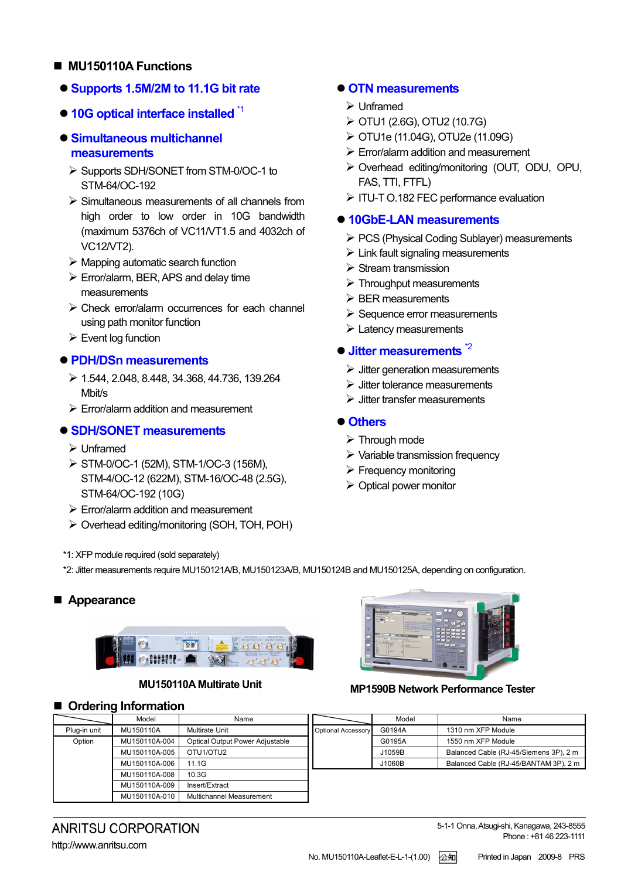## MU150110A Functions

- **Supports 1.5M/2M to 11.1G bit rate**
- **10G optical interface installed** [*1]
- **Simultaneous multichannel measurements**
  - Supports SDH/SONET from STM-0/OC-1 to STM-64/OC-192
  - Simultaneous measurements of all channels from high order to low order in 10G bandwidth (maximum 5376ch of VC11/VT1.5 and 4032ch of VC12/VT2).
  - Mapping automatic search function
  - Error/alarm, BER, APS and delay time measurements
  - Check error/alarm occurrences for each channel using path monitor function
  - Event log function
- **PDH/DSn measurements**
  - 1.544, 2.048, 8.448, 34.368, 44.736, 139.264 Mbit/s
  - Error/alarm addition and measurement
- **SDH/SONET measurements**
  - Unframed
  - STM-0/OC-1 (52M), STM-1/OC-3 (156M), STM-4/OC-12 (622M), STM-16/OC-48 (2.5G), STM-64/OC-192 (10G)
  - Error/alarm addition and measurement
  - Overhead editing/monitoring (SOH, TOH, POH)
- **OTN measurements**
  - Unframed
  - OTU1 (2.6G), OTU2 (10.7G)
  - OTU1e (11.04G), OTU2e (11.09G)
  - Error/alarm addition and measurement
  - Overhead editing/monitoring (OUT, ODU, OPU, FAS, TTI, FTFL)
  - ITU-T O.182 FEC performance evaluation
- **10GbE-LAN measurements**
  - PCS (Physical Coding Sublayer) measurements
  - Link fault signaling measurements
  - Stream transmission
  - Throughput measurements
  - BER measurements
  - Sequence error measurements
  - Latency measurements
- **Jitter measurements** [*2]
  - Jitter generation measurements
  - Jitter tolerance measurements
  - Jitter transfer measurements
- **Others**
  - Through mode
  - Variable transmission frequency
  - Frequency monitoring
  - Optical power monitor

*1: XFP module required (sold separately)

*2: Jitter measurements require MU150121A/B, MU150123A/B, MU150124B and MU150125A, depending on configuration.

## Appearance

MU150110A Multirate Unit

MP1590B Network Performance Tester

## Ordering Information

| | Model | Name |
|---|---|---|
| Plug-in unit | MU150110A | Multirate Unit |
| Option | MU150110A-004 | Optical Output Power Adjustable |
| | MU150110A-005 | OTU1/OTU2 |
| | MU150110A-006 | 11.1G |
| | MU150110A-008 | 10.3G |
| | MU150110A-009 | Insert/Extract |
| | MU150110A-010 | Multichannel Measurement |

| | Model | Name |
|---|---|---|
| Optional Accessory | G0194A | 1310 nm XFP Module |
| | G0195A | 1550 nm XFP Module |
| | J1059B | Balanced Cable (RJ-45/Siemens 3P), 2 m |
| | J1060B | Balanced Cable (RJ-45/BANTAM 3P), 2 m |

ANRITSU CORPORATION

http://www.anritsu.com

5-1-1 Onna, Atsugi-shi, Kanagawa, 243-8555

Phone : +81 46 223-1111

No. MU150110A-Leaflet-E-L-1-(1.00) 公知 Printed in Japan 2009-8 PRS